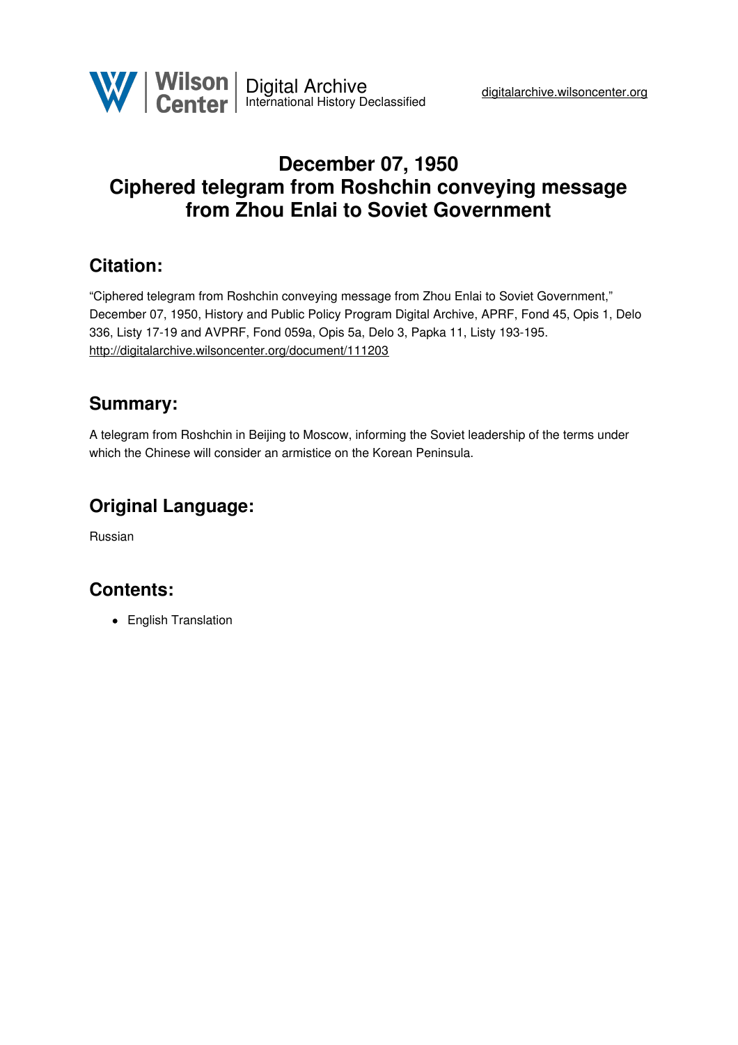# December 07, 1950
# Ciphered telegram from Roshchin conveying message from Zhou Enlai to Soviet Government

## Citation:

"Ciphered telegram from Roshchin conveying message from Zhou Enlai to Soviet Government," December 07, 1950, History and Public Policy Program Digital Archive, APRF, Fond 45, Opis 1, Delo 336, Listy 17-19 and AVPRF, Fond 059a, Opis 5a, Delo 3, Papka 11, Listy 193-195.
http://digitalarchive.wilsoncenter.org/document/111203

## Summary:

A telegram from Roshchin in Beijing to Moscow, informing the Soviet leadership of the terms under which the Chinese will consider an armistice on the Korean Peninsula.

## Original Language:

Russian

## Contents:

- English Translation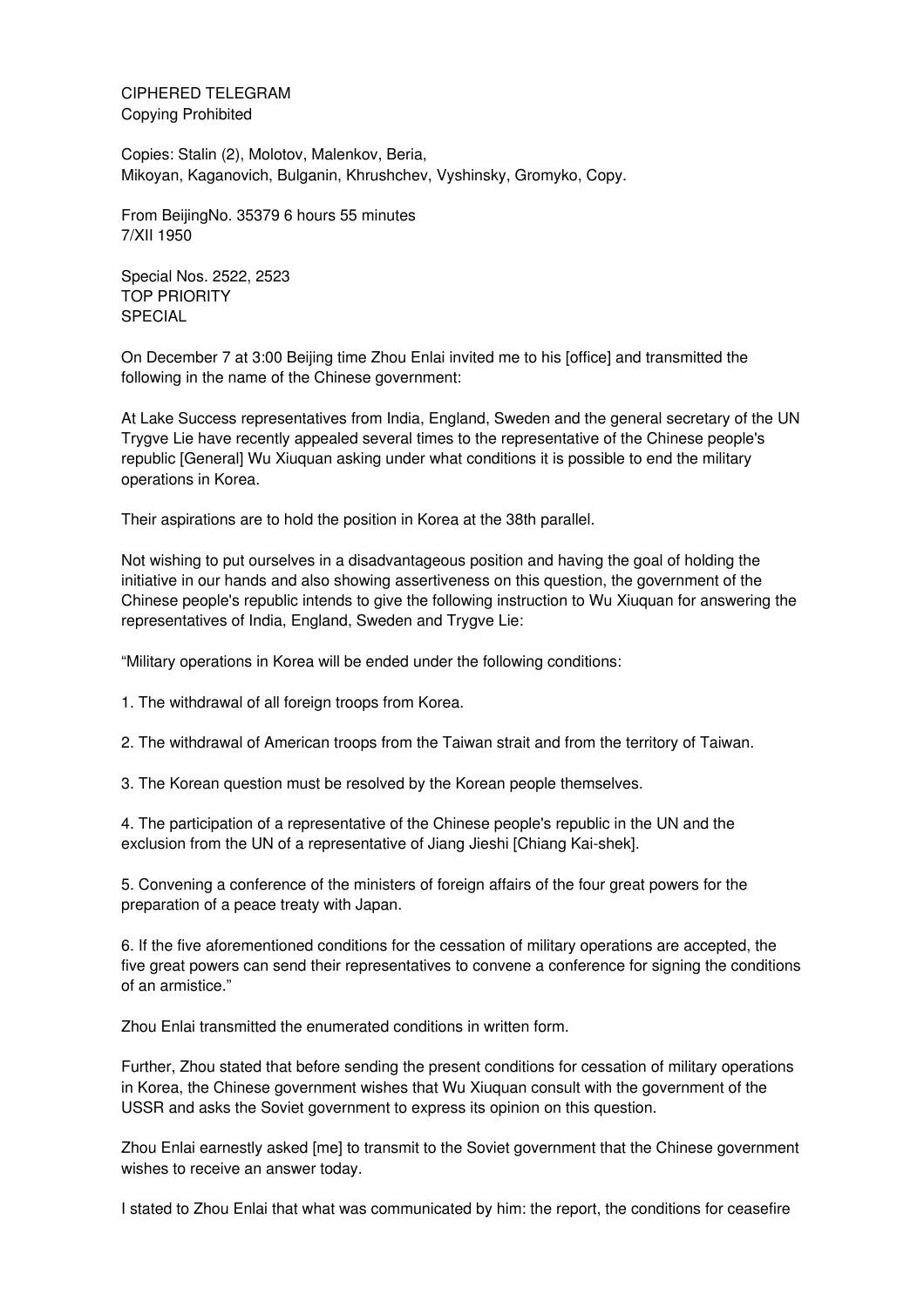CIPHERED TELEGRAM
Copying Prohibited

Copies: Stalin (2), Molotov, Malenkov, Beria,
Mikoyan, Kaganovich, Bulganin, Khrushchev, Vyshinsky, Gromyko, Copy.

From BeijingNo. 35379 6 hours 55 minutes
7/XII 1950

Special Nos. 2522, 2523
TOP PRIORITY
SPECIAL

On December 7 at 3:00 Beijing time Zhou Enlai invited me to his [office] and transmitted the following in the name of the Chinese government:

At Lake Success representatives from India, England, Sweden and the general secretary of the UN Trygve Lie have recently appealed several times to the representative of the Chinese people's republic [General] Wu Xiuquan asking under what conditions it is possible to end the military operations in Korea.

Their aspirations are to hold the position in Korea at the 38th parallel.

Not wishing to put ourselves in a disadvantageous position and having the goal of holding the initiative in our hands and also showing assertiveness on this question, the government of the Chinese people's republic intends to give the following instruction to Wu Xiuquan for answering the representatives of India, England, Sweden and Trygve Lie:

"Military operations in Korea will be ended under the following conditions:

1. The withdrawal of all foreign troops from Korea.

2. The withdrawal of American troops from the Taiwan strait and from the territory of Taiwan.

3. The Korean question must be resolved by the Korean people themselves.

4. The participation of a representative of the Chinese people's republic in the UN and the exclusion from the UN of a representative of Jiang Jieshi [Chiang Kai-shek].

5. Convening a conference of the ministers of foreign affairs of the four great powers for the preparation of a peace treaty with Japan.

6. If the five aforementioned conditions for the cessation of military operations are accepted, the five great powers can send their representatives to convene a conference for signing the conditions of an armistice."

Zhou Enlai transmitted the enumerated conditions in written form.

Further, Zhou stated that before sending the present conditions for cessation of military operations in Korea, the Chinese government wishes that Wu Xiuquan consult with the government of the USSR and asks the Soviet government to express its opinion on this question.

Zhou Enlai earnestly asked [me] to transmit to the Soviet government that the Chinese government wishes to receive an answer today.

I stated to Zhou Enlai that what was communicated by him: the report, the conditions for ceasefire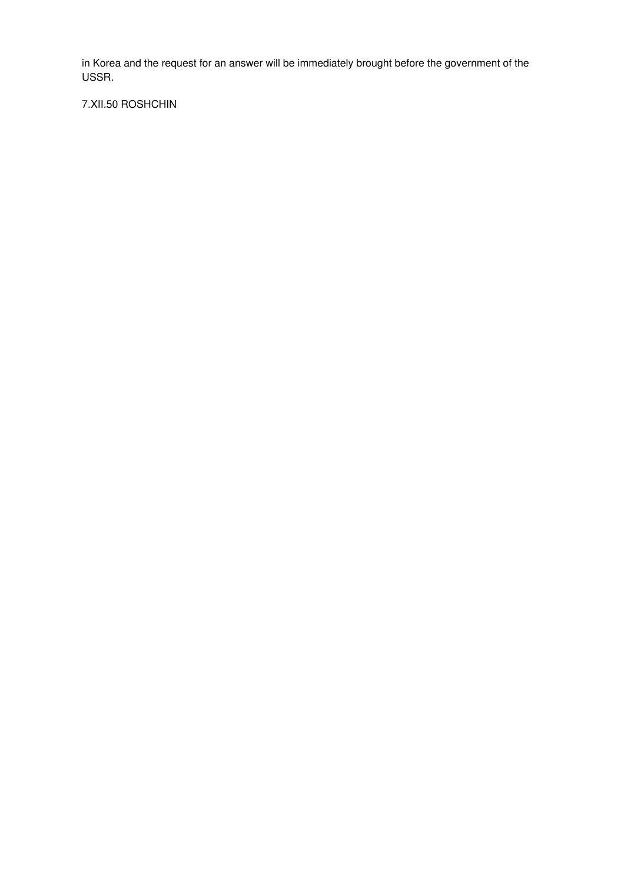in Korea and the request for an answer will be immediately brought before the government of the USSR.

7.XII.50 ROSHCHIN